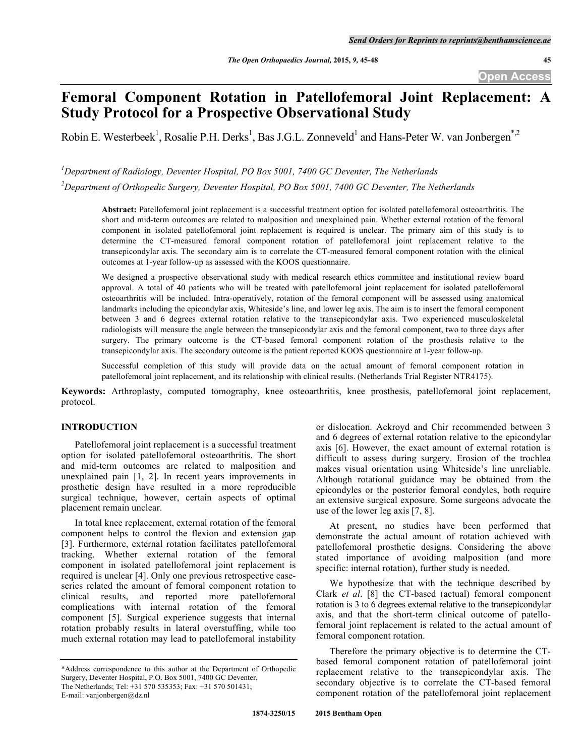# Femoral Component Rotation in Patellofemoral Joint Replacement: A Study Protocol for a Prospective Observational Study

Robin E. Westerbeek[1], Rosalie P.H. Derks[1], Bas J.G.L. Zonneveld[1] and Hans-Peter W. van Jonbergen[*,2]

[1]*Department of Radiology, Deventer Hospital, PO Box 5001, 7400 GC Deventer, The Netherlands*

[2]*Department of Orthopedic Surgery, Deventer Hospital, PO Box 5001, 7400 GC Deventer, The Netherlands*

**Abstract:** Patellofemoral joint replacement is a successful treatment option for isolated patellofemoral osteoarthritis. The short and mid-term outcomes are related to malposition and unexplained pain. Whether external rotation of the femoral component in isolated patellofemoral joint replacement is required is unclear. The primary aim of this study is to determine the CT-measured femoral component rotation of patellofemoral joint replacement relative to the transepicondylar axis. The secondary aim is to correlate the CT-measured femoral component rotation with the clinical outcomes at 1-year follow-up as assessed with the KOOS questionnaire.

We designed a prospective observational study with medical research ethics committee and institutional review board approval. A total of 40 patients who will be treated with patellofemoral joint replacement for isolated patellofemoral osteoarthritis will be included. Intra-operatively, rotation of the femoral component will be assessed using anatomical landmarks including the epicondylar axis, Whiteside's line, and lower leg axis. The aim is to insert the femoral component between 3 and 6 degrees external rotation relative to the transepicondylar axis. Two experienced musculoskeletal radiologists will measure the angle between the transepicondylar axis and the femoral component, two to three days after surgery. The primary outcome is the CT-based femoral component rotation of the prosthesis relative to the transepicondylar axis. The secondary outcome is the patient reported KOOS questionnaire at 1-year follow-up.

Successful completion of this study will provide data on the actual amount of femoral component rotation in patellofemoral joint replacement, and its relationship with clinical results. (Netherlands Trial Register NTR4175).

**Keywords:** Arthroplasty, computed tomography, knee osteoarthritis, knee prosthesis, patellofemoral joint replacement, protocol.

## INTRODUCTION

Patellofemoral joint replacement is a successful treatment option for isolated patellofemoral osteoarthritis. The short and mid-term outcomes are related to malposition and unexplained pain [1, 2]. In recent years improvements in prosthetic design have resulted in a more reproducible surgical technique, however, certain aspects of optimal placement remain unclear.

In total knee replacement, external rotation of the femoral component helps to control the flexion and extension gap [3]. Furthermore, external rotation facilitates patellofemoral tracking. Whether external rotation of the femoral component in isolated patellofemoral joint replacement is required is unclear [4]. Only one previous retrospective case-series related the amount of femoral component rotation to clinical results, and reported more patellofemoral complications with internal rotation of the femoral component [5]. Surgical experience suggests that internal rotation probably results in lateral overstuffing, while too much external rotation may lead to patellofemoral instability or dislocation. Ackroyd and Chir recommended between 3 and 6 degrees of external rotation relative to the epicondylar axis [6]. However, the exact amount of external rotation is difficult to assess during surgery. Erosion of the trochlea makes visual orientation using Whiteside's line unreliable. Although rotational guidance may be obtained from the epicondyles or the posterior femoral condyles, both require an extensive surgical exposure. Some surgeons advocate the use of the lower leg axis [7, 8].

At present, no studies have been performed that demonstrate the actual amount of rotation achieved with patellofemoral prosthetic designs. Considering the above stated importance of avoiding malposition (and more specific: internal rotation), further study is needed.

We hypothesize that with the technique described by Clark *et al*. [8] the CT-based (actual) femoral component rotation is 3 to 6 degrees external relative to the transepicondylar axis, and that the short-term clinical outcome of patellofemoral joint replacement is related to the actual amount of femoral component rotation.

Therefore the primary objective is to determine the CT-based femoral component rotation of patellofemoral joint replacement relative to the transepicondylar axis. The secondary objective is to correlate the CT-based femoral component rotation of the patellofemoral joint replacement

\*Address correspondence to this author at the Department of Orthopedic Surgery, Deventer Hospital, P.O. Box 5001, 7400 GC Deventer, The Netherlands; Tel: +31 570 535353; Fax: +31 570 501431; E-mail: vanjonbergen@dz.nl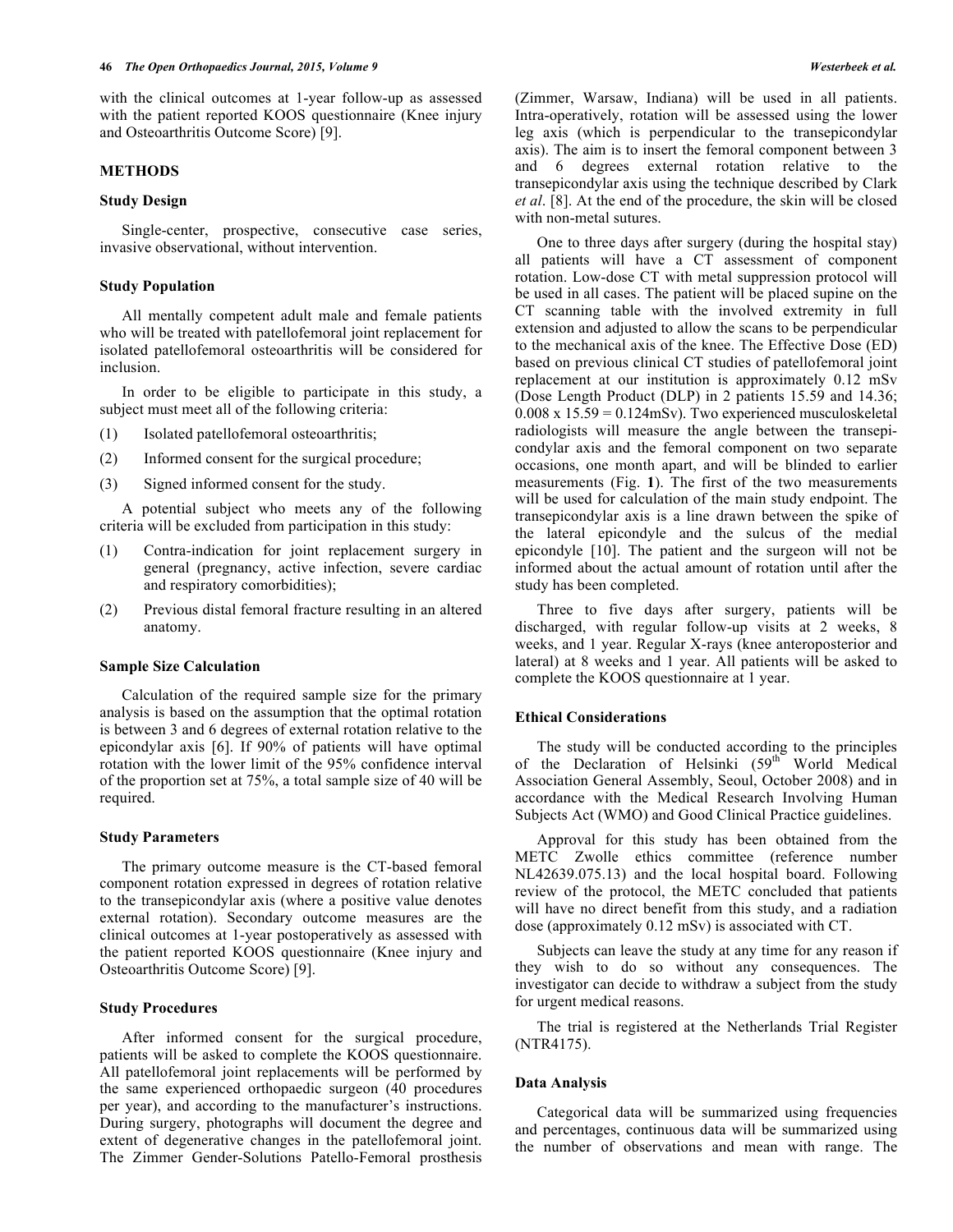with the clinical outcomes at 1-year follow-up as assessed with the patient reported KOOS questionnaire (Knee injury and Osteoarthritis Outcome Score) [9].

## METHODS

### Study Design

Single-center, prospective, consecutive case series, invasive observational, without intervention.

### Study Population

All mentally competent adult male and female patients who will be treated with patellofemoral joint replacement for isolated patellofemoral osteoarthritis will be considered for inclusion.

In order to be eligible to participate in this study, a subject must meet all of the following criteria:

(1) Isolated patellofemoral osteoarthritis;

(2) Informed consent for the surgical procedure;

(3) Signed informed consent for the study.

A potential subject who meets any of the following criteria will be excluded from participation in this study:

(1) Contra-indication for joint replacement surgery in general (pregnancy, active infection, severe cardiac and respiratory comorbidities);

(2) Previous distal femoral fracture resulting in an altered anatomy.

### Sample Size Calculation

Calculation of the required sample size for the primary analysis is based on the assumption that the optimal rotation is between 3 and 6 degrees of external rotation relative to the epicondylar axis [6]. If 90% of patients will have optimal rotation with the lower limit of the 95% confidence interval of the proportion set at 75%, a total sample size of 40 will be required.

### Study Parameters

The primary outcome measure is the CT-based femoral component rotation expressed in degrees of rotation relative to the transepicondylar axis (where a positive value denotes external rotation). Secondary outcome measures are the clinical outcomes at 1-year postoperatively as assessed with the patient reported KOOS questionnaire (Knee injury and Osteoarthritis Outcome Score) [9].

### Study Procedures

After informed consent for the surgical procedure, patients will be asked to complete the KOOS questionnaire. All patellofemoral joint replacements will be performed by the same experienced orthopaedic surgeon (40 procedures per year), and according to the manufacturer's instructions. During surgery, photographs will document the degree and extent of degenerative changes in the patellofemoral joint. The Zimmer Gender-Solutions Patello-Femoral prosthesis (Zimmer, Warsaw, Indiana) will be used in all patients. Intra-operatively, rotation will be assessed using the lower leg axis (which is perpendicular to the transepicondylar axis). The aim is to insert the femoral component between 3 and 6 degrees external rotation relative to the transepicondylar axis using the technique described by Clark *et al*. [8]. At the end of the procedure, the skin will be closed with non-metal sutures.

One to three days after surgery (during the hospital stay) all patients will have a CT assessment of component rotation. Low-dose CT with metal suppression protocol will be used in all cases. The patient will be placed supine on the CT scanning table with the involved extremity in full extension and adjusted to allow the scans to be perpendicular to the mechanical axis of the knee. The Effective Dose (ED) based on previous clinical CT studies of patellofemoral joint replacement at our institution is approximately 0.12 mSv (Dose Length Product (DLP) in 2 patients 15.59 and 14.36; 0.008 x 15.59 = 0.124mSv). Two experienced musculoskeletal radiologists will measure the angle between the transepicondylar axis and the femoral component on two separate occasions, one month apart, and will be blinded to earlier measurements (Fig. **1**). The first of the two measurements will be used for calculation of the main study endpoint. The transepicondylar axis is a line drawn between the spike of the lateral epicondyle and the sulcus of the medial epicondyle [10]. The patient and the surgeon will not be informed about the actual amount of rotation until after the study has been completed.

Three to five days after surgery, patients will be discharged, with regular follow-up visits at 2 weeks, 8 weeks, and 1 year. Regular X-rays (knee anteroposterior and lateral) at 8 weeks and 1 year. All patients will be asked to complete the KOOS questionnaire at 1 year.

### Ethical Considerations

The study will be conducted according to the principles of the Declaration of Helsinki (59th World Medical Association General Assembly, Seoul, October 2008) and in accordance with the Medical Research Involving Human Subjects Act (WMO) and Good Clinical Practice guidelines.

Approval for this study has been obtained from the METC Zwolle ethics committee (reference number NL42639.075.13) and the local hospital board. Following review of the protocol, the METC concluded that patients will have no direct benefit from this study, and a radiation dose (approximately 0.12 mSv) is associated with CT.

Subjects can leave the study at any time for any reason if they wish to do so without any consequences. The investigator can decide to withdraw a subject from the study for urgent medical reasons.

The trial is registered at the Netherlands Trial Register (NTR4175).

### Data Analysis

Categorical data will be summarized using frequencies and percentages, continuous data will be summarized using the number of observations and mean with range. The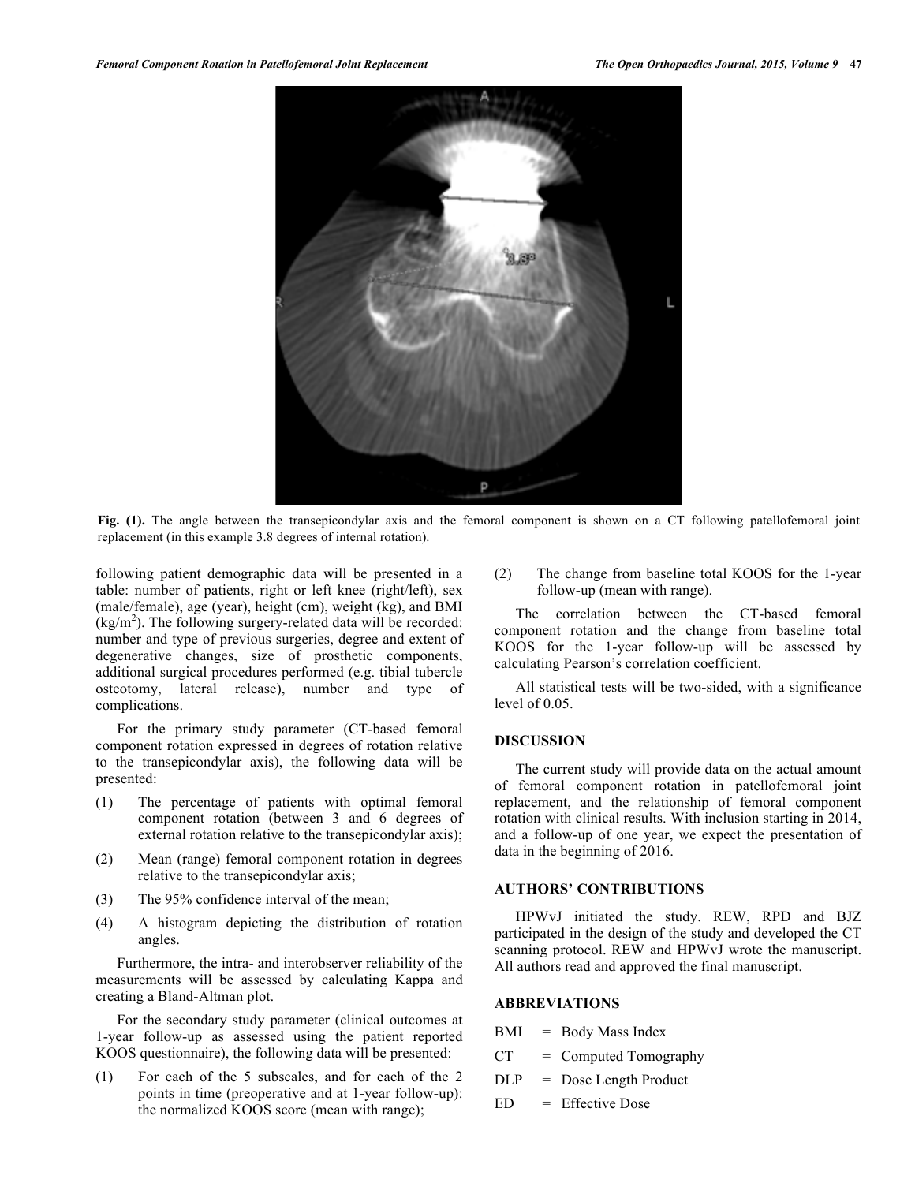Fig. (1). The angle between the transepicondylar axis and the femoral component is shown on a CT following patellofemoral joint replacement (in this example 3.8 degrees of internal rotation).

following patient demographic data will be presented in a table: number of patients, right or left knee (right/left), sex (male/female), age (year), height (cm), weight (kg), and BMI ($kg/m^2$). The following surgery-related data will be recorded: number and type of previous surgeries, degree and extent of degenerative changes, size of prosthetic components, additional surgical procedures performed (e.g. tibial tubercle osteotomy, lateral release), number and type of complications.

For the primary study parameter (CT-based femoral component rotation expressed in degrees of rotation relative to the transepicondylar axis), the following data will be presented:

(1) The percentage of patients with optimal femoral component rotation (between 3 and 6 degrees of external rotation relative to the transepicondylar axis);

(2) Mean (range) femoral component rotation in degrees relative to the transepicondylar axis;

(3) The 95% confidence interval of the mean;

(4) A histogram depicting the distribution of rotation angles.

Furthermore, the intra- and interobserver reliability of the measurements will be assessed by calculating Kappa and creating a Bland-Altman plot.

For the secondary study parameter (clinical outcomes at 1-year follow-up as assessed using the patient reported KOOS questionnaire), the following data will be presented:

(1) For each of the 5 subscales, and for each of the 2 points in time (preoperative and at 1-year follow-up): the normalized KOOS score (mean with range);

(2) The change from baseline total KOOS for the 1-year follow-up (mean with range).

The correlation between the CT-based femoral component rotation and the change from baseline total KOOS for the 1-year follow-up will be assessed by calculating Pearson's correlation coefficient.

All statistical tests will be two-sided, with a significance level of 0.05.

## DISCUSSION

The current study will provide data on the actual amount of femoral component rotation in patellofemoral joint replacement, and the relationship of femoral component rotation with clinical results. With inclusion starting in 2014, and a follow-up of one year, we expect the presentation of data in the beginning of 2016.

## AUTHORS' CONTRIBUTIONS

HPWvJ initiated the study. REW, RPD and BJZ participated in the design of the study and developed the CT scanning protocol. REW and HPWvJ wrote the manuscript. All authors read and approved the final manuscript.

## ABBREVIATIONS

BMI = Body Mass Index

CT = Computed Tomography

DLP = Dose Length Product

ED = Effective Dose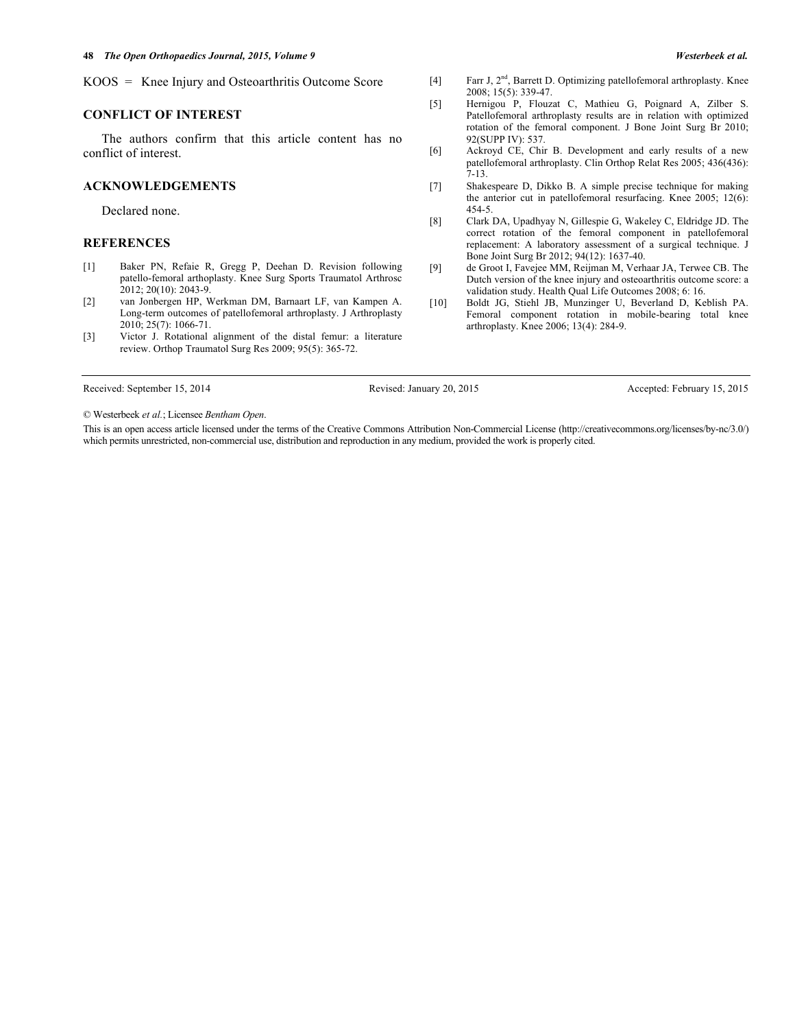KOOS = Knee Injury and Osteoarthritis Outcome Score

## CONFLICT OF INTEREST

The authors confirm that this article content has no conflict of interest.

## ACKNOWLEDGEMENTS

Declared none.

## REFERENCES

[1] Baker PN, Refaie R, Gregg P, Deehan D. Revision following patello-femoral arthoplasty. Knee Surg Sports Traumatol Arthrosc 2012; 20(10): 2043-9.

[2] van Jonbergen HP, Werkman DM, Barnaart LF, van Kampen A. Long-term outcomes of patellofemoral arthroplasty. J Arthroplasty 2010; 25(7): 1066-71.

[3] Victor J. Rotational alignment of the distal femur: a literature review. Orthop Traumatol Surg Res 2009; 95(5): 365-72.

[4] Farr J, 2nd, Barrett D. Optimizing patellofemoral arthroplasty. Knee 2008; 15(5): 339-47.

[5] Hernigou P, Flouzat C, Mathieu G, Poignard A, Zilber S. Patellofemoral arthroplasty results are in relation with optimized rotation of the femoral component. J Bone Joint Surg Br 2010; 92(SUPP IV): 537.

[6] Ackroyd CE, Chir B. Development and early results of a new patellofemoral arthroplasty. Clin Orthop Relat Res 2005; 436(436): 7-13.

[7] Shakespeare D, Dikko B. A simple precise technique for making the anterior cut in patellofemoral resurfacing. Knee 2005; 12(6): 454-5.

[8] Clark DA, Upadhyay N, Gillespie G, Wakeley C, Eldridge JD. The correct rotation of the femoral component in patellofemoral replacement: A laboratory assessment of a surgical technique. J Bone Joint Surg Br 2012; 94(12): 1637-40.

[9] de Groot I, Favejee MM, Reijman M, Verhaar JA, Terwee CB. The Dutch version of the knee injury and osteoarthritis outcome score: a validation study. Health Qual Life Outcomes 2008; 6: 16.

[10] Boldt JG, Stiehl JB, Munzinger U, Beverland D, Keblish PA. Femoral component rotation in mobile-bearing total knee arthroplasty. Knee 2006; 13(4): 284-9.

Received: September 15, 2014 Revised: January 20, 2015 Accepted: February 15, 2015

© Westerbeek *et al.*; Licensee *Bentham Open*.

This is an open access article licensed under the terms of the Creative Commons Attribution Non-Commercial License (http://creativecommons.org/licenses/by-nc/3.0/) which permits unrestricted, non-commercial use, distribution and reproduction in any medium, provided the work is properly cited.